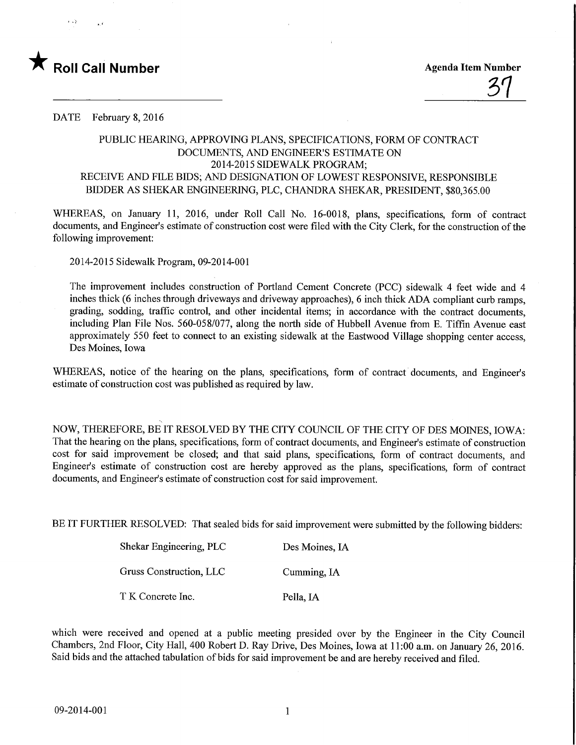★ **Roll Call Number**

**Agenda Item Number**

37

DATE February 8, 2016

PUBLIC HEARING, APPROVING PLANS, SPECIFICATIONS, FORM OF CONTRACT DOCUMENTS, AND ENGINEER'S ESTIMATE ON 2014-2015 SIDEWALK PROGRAM; RECEIVE AND FILE BIDS; AND DESIGNATION OF LOWEST RESPONSIVE, RESPONSIBLE BIDDER AS SHEKAR ENGINEERING, PLC, CHANDRA SHEKAR, PRESIDENT, $80,365.00

WHEREAS, on January 11, 2016, under Roll Call No. 16-0018, plans, specifications, form of contract documents, and Engineer's estimate of construction cost were filed with the City Clerk, for the construction of the following improvement:

2014-2015 Sidewalk Program, 09-2014-001

The improvement includes construction of Portland Cement Concrete (PCC) sidewalk 4 feet wide and 4 inches thick (6 inches through driveways and driveway approaches), 6 inch thick ADA compliant curb ramps, grading, sodding, traffic control, and other incidental items; in accordance with the contract documents, including Plan File Nos. 560-058/077, along the north side of Hubbell Avenue from E. Tiffin Avenue east approximately 550 feet to connect to an existing sidewalk at the Eastwood Village shopping center access, Des Moines, Iowa

WHEREAS, notice of the hearing on the plans, specifications, form of contract documents, and Engineer's estimate of construction cost was published as required by law.

NOW, THEREFORE, BE IT RESOLVED BY THE CITY COUNCIL OF THE CITY OF DES MOINES, IOWA: That the hearing on the plans, specifications, form of contract documents, and Engineer's estimate of construction cost for said improvement be closed; and that said plans, specifications, form of contract documents, and Engineer's estimate of construction cost are hereby approved as the plans, specifications, form of contract documents, and Engineer's estimate of construction cost for said improvement.

BE IT FURTHER RESOLVED: That sealed bids for said improvement were submitted by the following bidders:

| | |
|---|---|
| Shekar Engineering, PLC | Des Moines, IA |
| Gruss Construction, LLC | Cumming, IA |
| T K Concrete Inc. | Pella, IA |

which were received and opened at a public meeting presided over by the Engineer in the City Council Chambers, 2nd Floor, City Hall, 400 Robert D. Ray Drive, Des Moines, Iowa at 11:00 a.m. on January 26, 2016. Said bids and the attached tabulation of bids for said improvement be and are hereby received and filed.

09-2014-001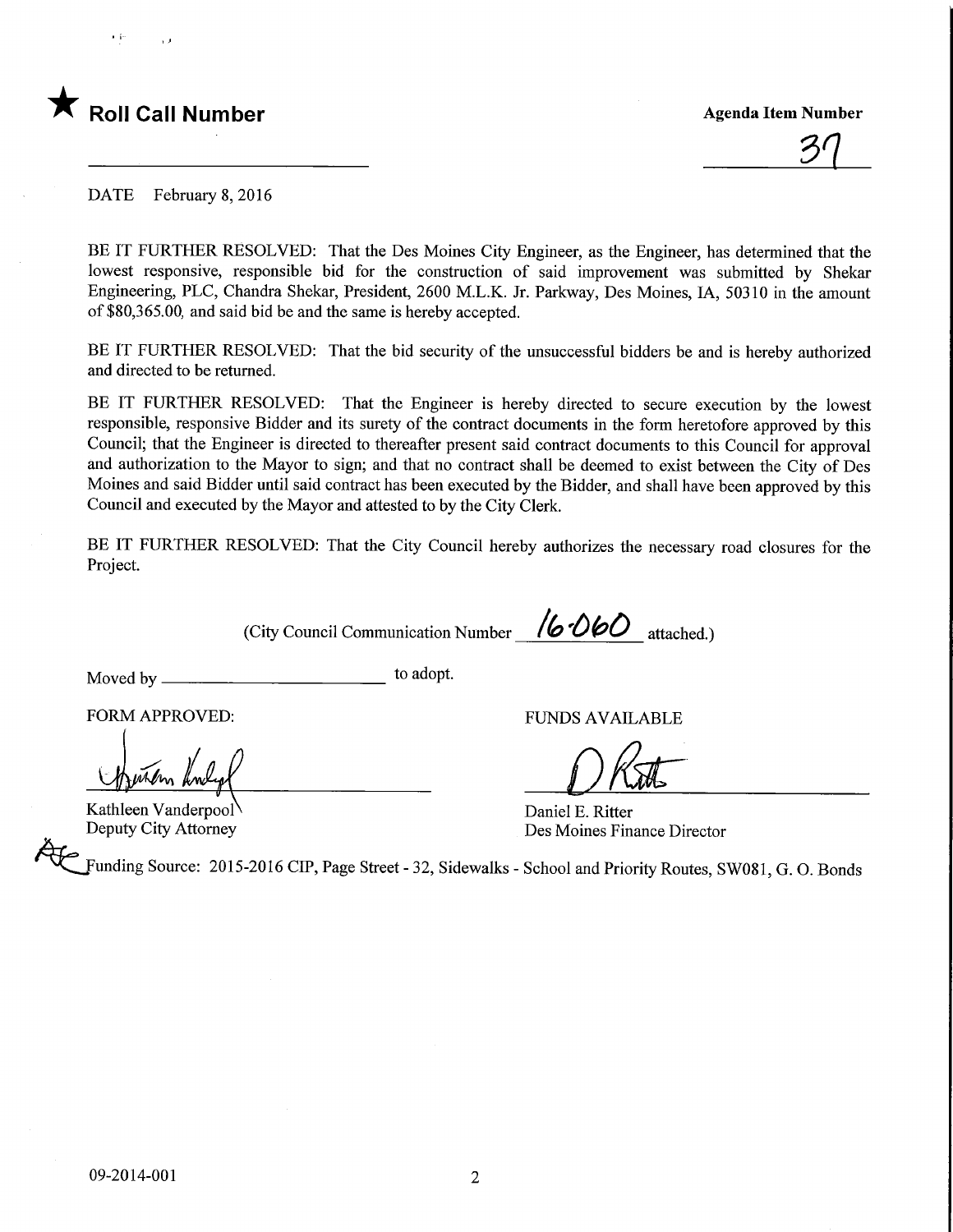★ **Roll Call Number**

**Agenda Item Number**

37

DATE February 8, 2016

BE IT FURTHER RESOLVED: That the Des Moines City Engineer, as the Engineer, has determined that the lowest responsive, responsible bid for the construction of said improvement was submitted by Shekar Engineering, PLC, Chandra Shekar, President, 2600 M.L.K. Jr. Parkway, Des Moines, IA, 50310 in the amount of $80,365.00, and said bid be and the same is hereby accepted.

BE IT FURTHER RESOLVED: That the bid security of the unsuccessful bidders be and is hereby authorized and directed to be returned.

BE IT FURTHER RESOLVED: That the Engineer is hereby directed to secure execution by the lowest responsible, responsive Bidder and its surety of the contract documents in the form heretofore approved by this Council; that the Engineer is directed to thereafter present said contract documents to this Council for approval and authorization to the Mayor to sign; and that no contract shall be deemed to exist between the City of Des Moines and said Bidder until said contract has been executed by the Bidder, and shall have been approved by this Council and executed by the Mayor and attested to by the City Clerk.

BE IT FURTHER RESOLVED: That the City Council hereby authorizes the necessary road closures for the Project.

(City Council Communication Number 16-060 attached.)

Moved by ______________________ to adopt.

FORM APPROVED:

Kathleen Vanderpool
Deputy City Attorney

FUNDS AVAILABLE

Daniel E. Ritter
Des Moines Finance Director

Funding Source: 2015-2016 CIP, Page Street - 32, Sidewalks - School and Priority Routes, SW081, G. O. Bonds

09-2014-001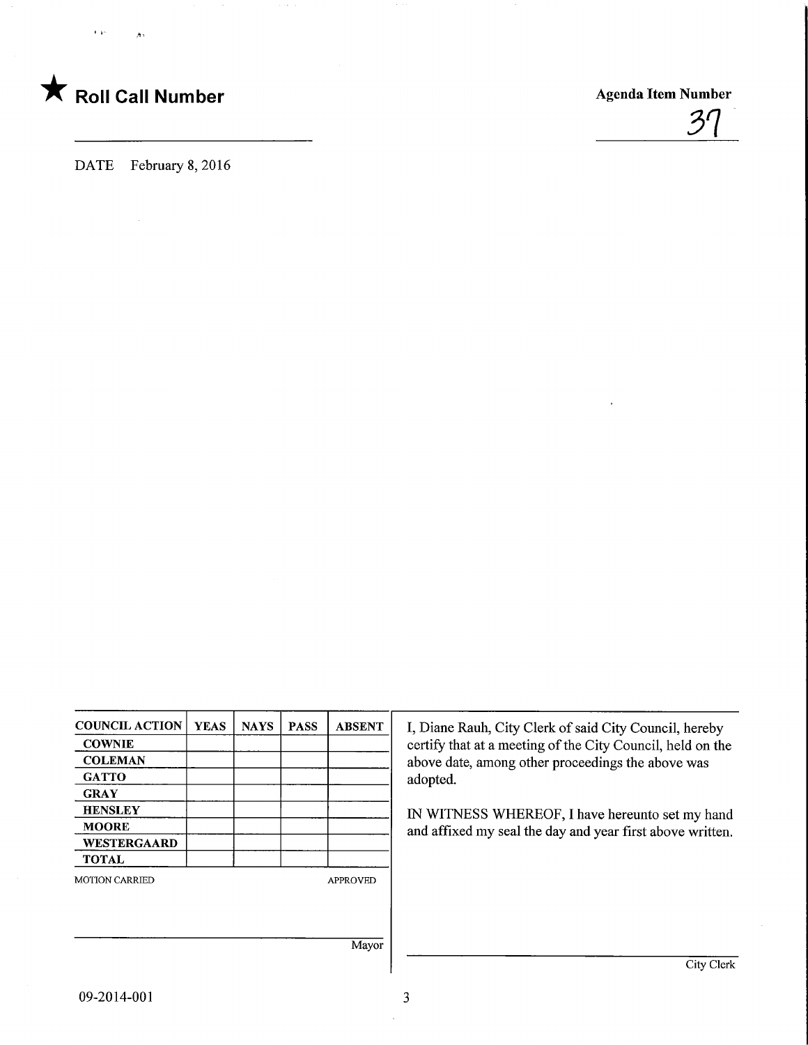★ **Roll Call Number**

**Agenda Item Number**

37

DATE February 8, 2016

| COUNCIL ACTION | YEAS | NAYS | PASS | ABSENT |
|---|---|---|---|---|
| COWNIE | | | | |
| COLEMAN | | | | |
| GATTO | | | | |
| GRAY | | | | |
| HENSLEY | | | | |
| MOORE | | | | |
| WESTERGAARD | | | | |
| TOTAL | | | | |

MOTION CARRIED APPROVED

Mayor

I, Diane Rauh, City Clerk of said City Council, hereby certify that at a meeting of the City Council, held on the above date, among other proceedings the above was adopted.

IN WITNESS WHEREOF, I have hereunto set my hand and affixed my seal the day and year first above written.

City Clerk

09-2014-001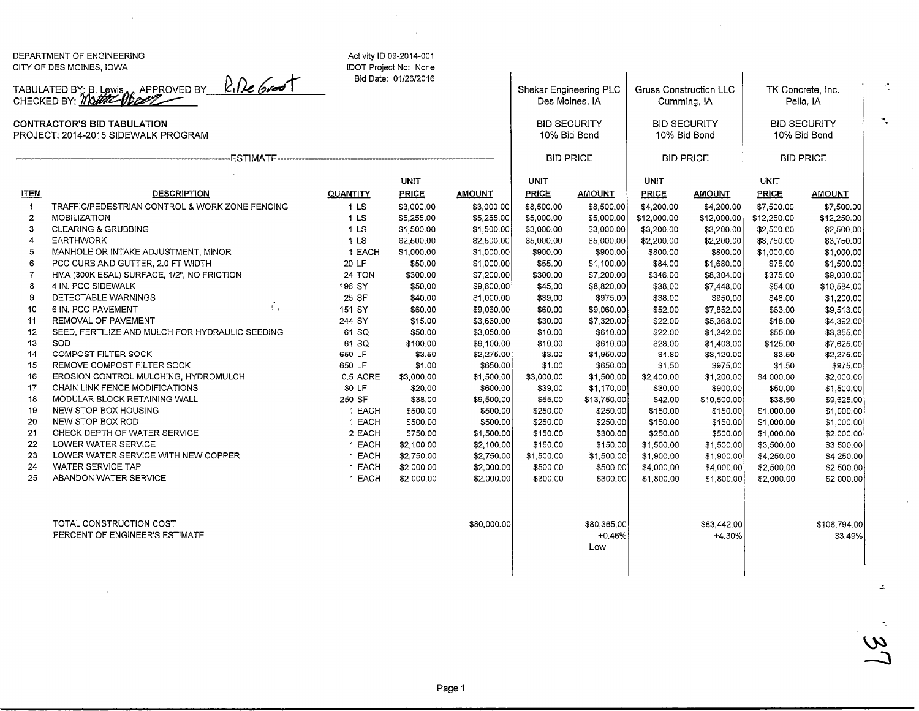DEPARTMENT OF ENGINEERING
CITY OF DES MOINES, IOWA

TABULATED BY: B. Lewis APPROVED BY R. DeGroot
CHECKED BY: Mattie Obray

Activity ID 09-2014-001
IDOT Project No: None
Bid Date: 01/26/2016

**CONTRACTOR'S BID TABULATION**
PROJECT: 2014-2015 SIDEWALK PROGRAM

| | | | | | Shekar Engineering PLC Des Moines, IA | | Gruss Construction LLC Cumming, IA | | TK Concrete, Inc. Pella, IA | |
|---|---|---|---|---|---|---|---|---|---|---|
| | | | | | BID SECURITY 10% Bid Bond | | BID SECURITY 10% Bid Bond | | BID SECURITY 10% Bid Bond | |
| | ESTIMATE | | | | BID PRICE | | BID PRICE | | BID PRICE | |
| **ITEM** | **DESCRIPTION** | **QUANTITY** | **UNIT PRICE** | **AMOUNT** | **UNIT PRICE** | **AMOUNT** | **UNIT PRICE** | **AMOUNT** | **UNIT PRICE** | **AMOUNT** |
| 1 | TRAFFIC/PEDESTRIAN CONTROL & WORK ZONE FENCING | 1 LS | $3,000.00 | $3,000.00 | $8,500.00 | $8,500.00 | $4,200.00 | $4,200.00 | $7,500.00 | $7,500.00 |
| 2 | MOBILIZATION | 1 LS | $5,255.00 | $5,255.00 | $5,000.00 | $5,000.00 | $12,000.00 | $12,000.00 | $12,250.00 | $12,250.00 |
| 3 | CLEARING & GRUBBING | 1 LS | $1,500.00 | $1,500.00 | $3,000.00 | $3,000.00 | $3,200.00 | $3,200.00 | $2,500.00 | $2,500.00 |
| 4 | EARTHWORK | 1 LS | $2,500.00 | $2,500.00 | $5,000.00 | $5,000.00 | $2,200.00 | $2,200.00 | $3,750.00 | $3,750.00 |
| 5 | MANHOLE OR INTAKE ADJUSTMENT, MINOR | 1 EACH | $1,000.00 | $1,000.00 | $900.00 | $900.00 | $800.00 | $800.00 | $1,000.00 | $1,000.00 |
| 6 | PCC CURB AND GUTTER, 2.0 FT WIDTH | 20 LF | $50.00 | $1,000.00 | $55.00 | $1,100.00 | $84.00 | $1,680.00 | $75.00 | $1,500.00 |
| 7 | HMA (300K ESAL) SURFACE, 1/2", NO FRICTION | 24 TON | $300.00 | $7,200.00 | $300.00 | $7,200.00 | $346.00 | $8,304.00 | $375.00 | $9,000.00 |
| 8 | 4 IN. PCC SIDEWALK | 196 SY | $50.00 | $9,800.00 | $45.00 | $8,820.00 | $38.00 | $7,448.00 | $54.00 | $10,584.00 |
| 9 | DETECTABLE WARNINGS | 25 SF | $40.00 | $1,000.00 | $39.00 | $975.00 | $38.00 | $950.00 | $48.00 | $1,200.00 |
| 10 | 6 IN. PCC PAVEMENT | 151 SY | $60.00 | $9,060.00 | $60.00 | $9,060.00 | $52.00 | $7,852.00 | $63.00 | $9,513.00 |
| 11 | REMOVAL OF PAVEMENT | 244 SY | $15.00 | $3,660.00 | $30.00 | $7,320.00 | $22.00 | $5,368.00 | $18.00 | $4,392.00 |
| 12 | SEED, FERTILIZE AND MULCH FOR HYDRAULIC SEEDING | 61 SQ | $50.00 | $3,050.00 | $10.00 | $610.00 | $22.00 | $1,342.00 | $55.00 | $3,355.00 |
| 13 | SOD | 61 SQ | $100.00 | $6,100.00 | $10.00 | $610.00 | $23.00 | $1,403.00 | $125.00 | $7,625.00 |
| 14 | COMPOST FILTER SOCK | 650 LF | $3.50 | $2,275.00 | $3.00 | $1,950.00 | $4.80 | $3,120.00 | $3.50 | $2,275.00 |
| 15 | REMOVE COMPOST FILTER SOCK | 650 LF | $1.00 | $650.00 | $1.00 | $650.00 | $1.50 | $975.00 | $1.50 | $975.00 |
| 16 | EROSION CONTROL MULCHING, HYDROMULCH | 0.5 ACRE | $3,000.00 | $1,500.00 | $3,000.00 | $1,500.00 | $2,400.00 | $1,200.00 | $4,000.00 | $2,000.00 |
| 17 | CHAIN LINK FENCE MODIFICATIONS | 30 LF | $20.00 | $600.00 | $39.00 | $1,170.00 | $30.00 | $900.00 | $50.00 | $1,500.00 |
| 18 | MODULAR BLOCK RETAINING WALL | 250 SF | $38.00 | $9,500.00 | $55.00 | $13,750.00 | $42.00 | $10,500.00 | $38.50 | $9,625.00 |
| 19 | NEW STOP BOX HOUSING | 1 EACH | $500.00 | $500.00 | $250.00 | $250.00 | $150.00 | $150.00 | $1,000.00 | $1,000.00 |
| 20 | NEW STOP BOX ROD | 1 EACH | $500.00 | $500.00 | $250.00 | $250.00 | $150.00 | $150.00 | $1,000.00 | $1,000.00 |
| 21 | CHECK DEPTH OF WATER SERVICE | 2 EACH | $750.00 | $1,500.00 | $150.00 | $300.00 | $250.00 | $500.00 | $1,000.00 | $2,000.00 |
| 22 | LOWER WATER SERVICE | 1 EACH | $2,100.00 | $2,100.00 | $150.00 | $150.00 | $1,500.00 | $1,500.00 | $3,500.00 | $3,500.00 |
| 23 | LOWER WATER SERVICE WITH NEW COPPER | 1 EACH | $2,750.00 | $2,750.00 | $1,500.00 | $1,500.00 | $1,900.00 | $1,900.00 | $4,250.00 | $4,250.00 |
| 24 | WATER SERVICE TAP | 1 EACH | $2,000.00 | $2,000.00 | $500.00 | $500.00 | $4,000.00 | $4,000.00 | $2,500.00 | $2,500.00 |
| 25 | ABANDON WATER SERVICE | 1 EACH | $2,000.00 | $2,000.00 | $300.00 | $300.00 | $1,800.00 | $1,800.00 | $2,000.00 | $2,000.00 |
| | TOTAL CONSTRUCTION COST | | | $80,000.00 | | $80,365.00 | | $83,442.00 | | $106,794.00 |
| | PERCENT OF ENGINEER'S ESTIMATE | | | | | +0.46% Low | | +4.30% | | 33.49% |